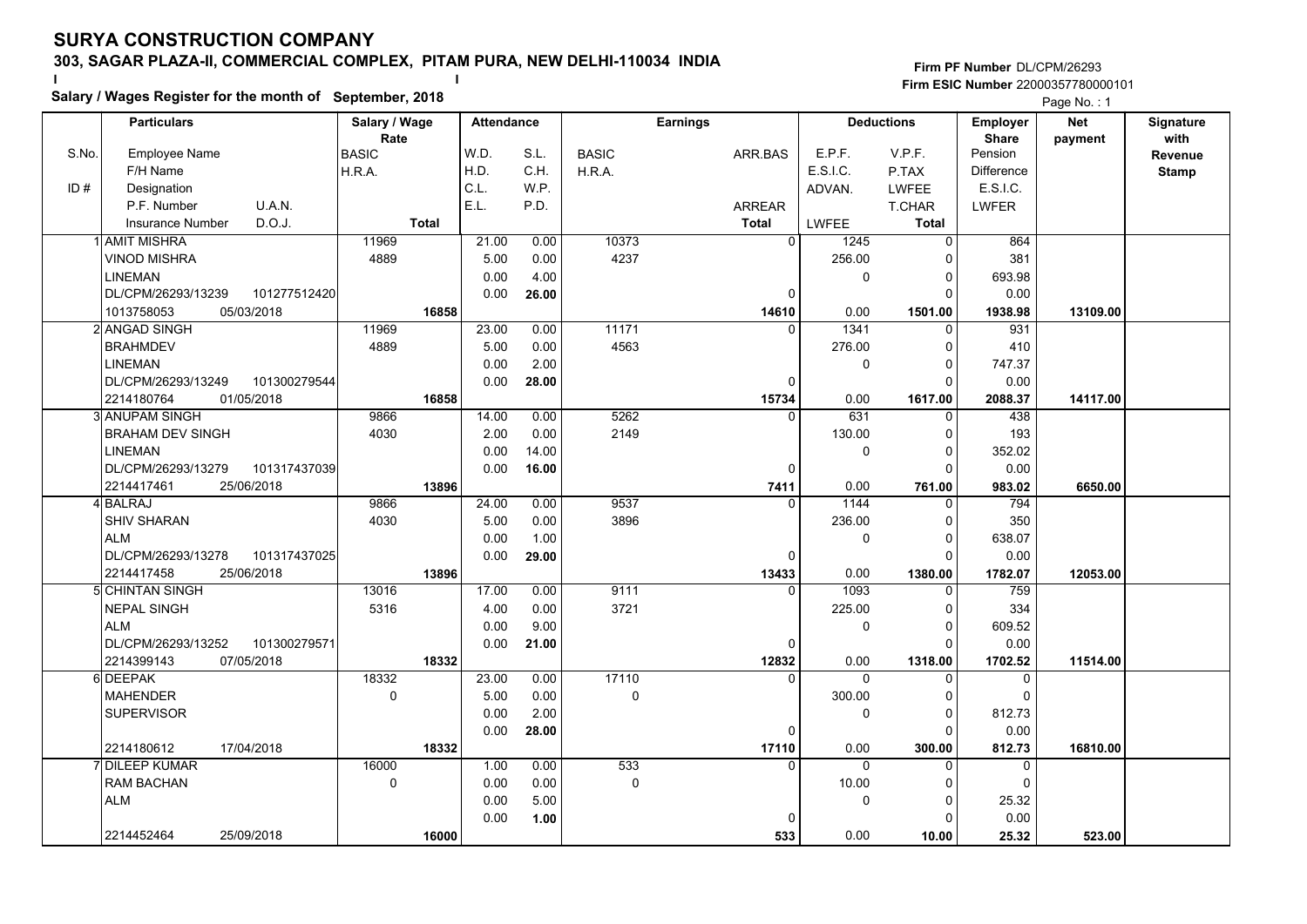# SURYA CONSTRUCTION COMPANY

**303, SAGAR PLAZA-II, COMMERCIAL COMPLEX, PITAM PURA, NEW DELHI-110034 INDIA**

**Salary / Wages Register for the month of September, 2018**

**Firm PF Number** DL/CPM/26293
**Firm ESIC Number** 22000357780000101

Page No. : 1

| S.No. / ID # | Particulars: Employee Name / F/H Name / Designation / P.F. Number, U.A.N. / Insurance Number, D.O.J. | Salary / Wage Rate: BASIC / H.R.A. / Total | Attendance: W.D. / H.D. / C.L. / E.L. | Attendance: S.L. / C.H. / W.P. / P.D. | Earnings: BASIC / H.R.A. | Earnings: ARR.BAS / ARREAR / Total | Deductions: E.P.F. / E.S.I.C. / ADVAN. / LWFEE | Deductions: V.P.F. / P.TAX / LWFEE / T.CHAR / Total | Employer Share: Pension / Difference / E.S.I.C. / LWFER | Net payment | Signature with Revenue Stamp |
|---|---|---|---|---|---|---|---|---|---|---|---|
| 1 | AMIT MISHRA<br>VINOD MISHRA<br>LINEMAN<br>DL/CPM/26293/13239 101277512420<br>1013758053 05/03/2018 | 11969<br>4889<br><br><br>**16858** | 21.00<br>5.00<br>0.00<br>0.00 | 0.00<br>0.00<br>4.00<br>**26.00** | 10373<br>4237 | 0<br><br><br>0<br>**14610** | 1245<br>256.00<br>0<br><br>0.00 | 0<br>0<br>0<br>0<br>**1501.00** | 864<br>381<br>693.98<br>0.00<br>**1938.98** | **13109.00** | |
| 2 | ANGAD SINGH<br>BRAHMDEV<br>LINEMAN<br>DL/CPM/26293/13249 101300279544<br>2214180764 01/05/2018 | 11969<br>4889<br><br><br>**16858** | 23.00<br>5.00<br>0.00<br>0.00 | 0.00<br>0.00<br>2.00<br>**28.00** | 11171<br>4563 | 0<br><br><br>0<br>**15734** | 1341<br>276.00<br>0<br><br>0.00 | 0<br>0<br>0<br>0<br>**1617.00** | 931<br>410<br>747.37<br>0.00<br>**2088.37** | **14117.00** | |
| 3 | ANUPAM SINGH<br>BRAHAM DEV SINGH<br>LINEMAN<br>DL/CPM/26293/13279 101317437039<br>2214417461 25/06/2018 | 9866<br>4030<br><br><br>**13896** | 14.00<br>2.00<br>0.00<br>0.00 | 0.00<br>0.00<br>14.00<br>**16.00** | 5262<br>2149 | 0<br><br><br>0<br>**7411** | 631<br>130.00<br>0<br><br>0.00 | 0<br>0<br>0<br>0<br>**761.00** | 438<br>193<br>352.02<br>0.00<br>**983.02** | **6650.00** | |
| 4 | BALRAJ<br>SHIV SHARAN<br>ALM<br>DL/CPM/26293/13278 101317437025<br>2214417458 25/06/2018 | 9866<br>4030<br><br><br>**13896** | 24.00<br>5.00<br>0.00<br>0.00 | 0.00<br>0.00<br>1.00<br>**29.00** | 9537<br>3896 | 0<br><br><br>0<br>**13433** | 1144<br>236.00<br>0<br><br>0.00 | 0<br>0<br>0<br>0<br>**1380.00** | 794<br>350<br>638.07<br>0.00<br>**1782.07** | **12053.00** | |
| 5 | CHINTAN SINGH<br>NEPAL SINGH<br>ALM<br>DL/CPM/26293/13252 101300279571<br>2214399143 07/05/2018 | 13016<br>5316<br><br><br>**18332** | 17.00<br>4.00<br>0.00<br>0.00 | 0.00<br>0.00<br>9.00<br>**21.00** | 9111<br>3721 | 0<br><br><br>0<br>**12832** | 1093<br>225.00<br>0<br><br>0.00 | 0<br>0<br>0<br>0<br>**1318.00** | 759<br>334<br>609.52<br>0.00<br>**1702.52** | **11514.00** | |
| 6 | DEEPAK<br>MAHENDER<br>SUPERVISOR<br><br>2214180612 17/04/2018 | 18332<br>0<br><br><br>**18332** | 23.00<br>5.00<br>0.00<br>0.00 | 0.00<br>0.00<br>2.00<br>**28.00** | 17110<br>0 | 0<br><br><br>0<br>**17110** | 0<br>300.00<br>0<br><br>0.00 | 0<br>0<br>0<br>0<br>**300.00** | 0<br>0<br>812.73<br>0.00<br>**812.73** | **16810.00** | |
| 7 | DILEEP KUMAR<br>RAM BACHAN<br>ALM<br><br>2214452464 25/09/2018 | 16000<br>0<br><br><br>**16000** | 1.00<br>0.00<br>0.00<br>0.00 | 0.00<br>0.00<br>5.00<br>**1.00** | 533<br>0 | 0<br><br><br>0<br>**533** | 0<br>10.00<br>0<br><br>0.00 | 0<br>0<br>0<br>0<br>**10.00** | 0<br>0<br>25.32<br>0.00<br>**25.32** | **523.00** | |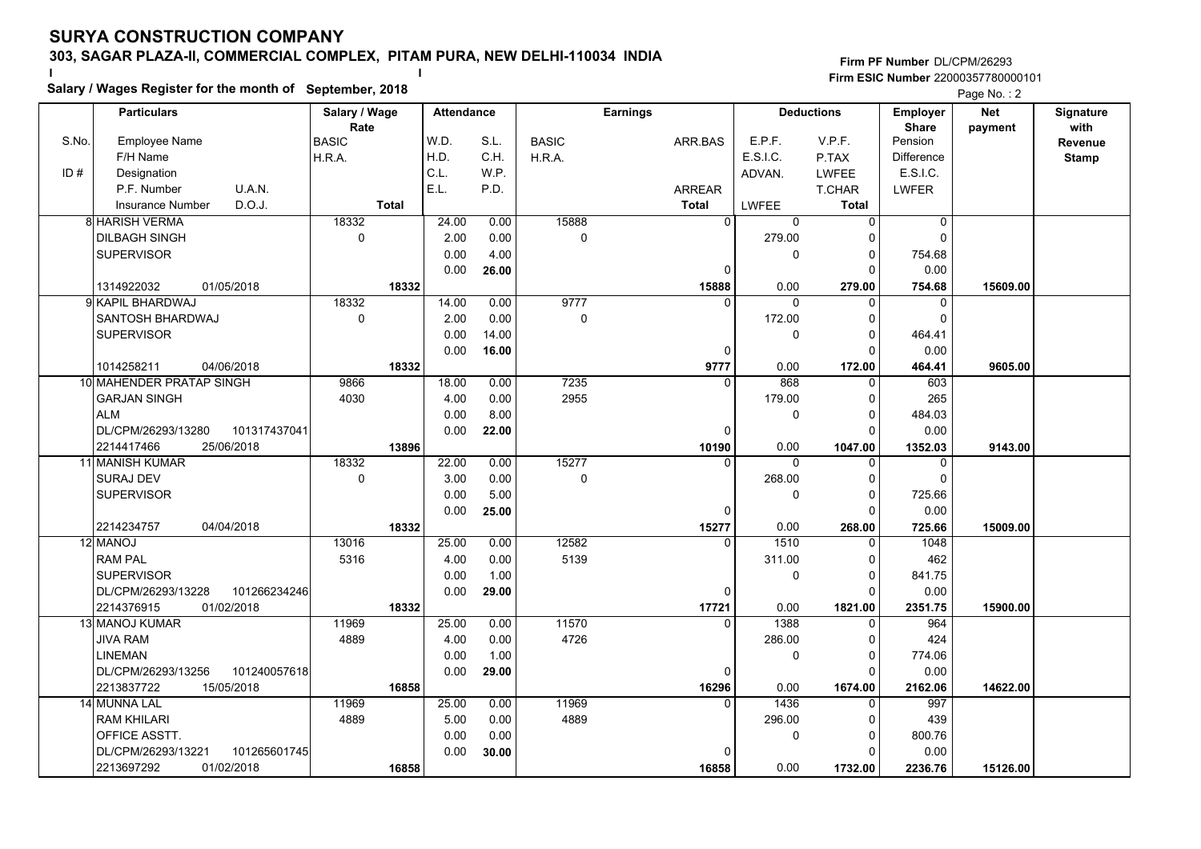# SURYA CONSTRUCTION COMPANY

## 303, SAGAR PLAZA-II, COMMERCIAL COMPLEX, PITAM PURA, NEW DELHI-110034 INDIA

**Salary / Wages Register for the month of September, 2018**

Firm PF Number DL/CPM/26293
Firm ESIC Number 22000357780000101

| S.No. / ID # | Employee Name / F/H Name / Designation / P.F. Number / U.A.N. / Insurance Number / D.O.J. | Salary / Wage Rate: BASIC / H.R.A. / Total | Attendance: W.D. / H.D. / C.L. / E.L. | S.L. / C.H. / W.P. / P.D. | Earnings: BASIC / H.R.A. | ARR.BAS / ARREAR / Total | Deductions: E.P.F. / E.S.I.C. / ADVAN. / LWFEE | V.P.F. / P.TAX / LWFEE / T.CHAR / Total | Employer Share: Pension / Difference / E.S.I.C. / LWFER | Net payment | Signature with Revenue Stamp |
|---|---|---|---|---|---|---|---|---|---|---|---|
| 8 | HARISH VERMA / DILBAGH SINGH / SUPERVISOR / 1314922032 / 01/05/2018 | 18332 / 0 / **18332** | 24.00 / 2.00 / 0.00 / 0.00 | 0.00 / 0.00 / 4.00 / **26.00** | 15888 / 0 | 0 / 0 / **15888** | 0 / 279.00 / 0 / 0.00 | 0 / 0 / 0 / 0 / **279.00** | 0 / 0 / 754.68 / 0.00 / **754.68** | **15609.00** | |
| 9 | KAPIL BHARDWAJ / SANTOSH BHARDWAJ / SUPERVISOR / 1014258211 / 04/06/2018 | 18332 / 0 / **18332** | 14.00 / 2.00 / 0.00 / 0.00 | 0.00 / 0.00 / 14.00 / **16.00** | 9777 / 0 | 0 / 0 / **9777** | 0 / 172.00 / 0 / 0.00 | 0 / 0 / 0 / 0 / **172.00** | 0 / 0 / 464.41 / 0.00 / **464.41** | **9605.00** | |
| 10 | MAHENDER PRATAP SINGH / GARJAN SINGH / ALM / DL/CPM/26293/13280 / 101317437041 / 2214417466 / 25/06/2018 | 9866 / 4030 / **13896** | 18.00 / 4.00 / 0.00 / 0.00 | 0.00 / 0.00 / 8.00 / **22.00** | 7235 / 2955 | 0 / 0 / **10190** | 868 / 179.00 / 0 / 0.00 | 0 / 0 / 0 / 0 / **1047.00** | 603 / 265 / 484.03 / 0.00 / **1352.03** | **9143.00** | |
| 11 | MANISH KUMAR / SURAJ DEV / SUPERVISOR / 2214234757 / 04/04/2018 | 18332 / 0 / **18332** | 22.00 / 3.00 / 0.00 / 0.00 | 0.00 / 0.00 / 5.00 / **25.00** | 15277 / 0 | 0 / 0 / **15277** | 0 / 268.00 / 0 / 0.00 | 0 / 0 / 0 / 0 / **268.00** | 0 / 0 / 725.66 / 0.00 / **725.66** | **15009.00** | |
| 12 | MANOJ / RAM PAL / SUPERVISOR / DL/CPM/26293/13228 / 101266234246 / 2214376915 / 01/02/2018 | 13016 / 5316 / **18332** | 25.00 / 4.00 / 0.00 / 0.00 | 0.00 / 0.00 / 1.00 / **29.00** | 12582 / 5139 | 0 / 0 / **17721** | 1510 / 311.00 / 0 / 0.00 | 0 / 0 / 0 / 0 / **1821.00** | 1048 / 462 / 841.75 / 0.00 / **2351.75** | **15900.00** | |
| 13 | MANOJ KUMAR / JIVA RAM / LINEMAN / DL/CPM/26293/13256 / 101240057618 / 2213837722 / 15/05/2018 | 11969 / 4889 / **16858** | 25.00 / 4.00 / 0.00 / 0.00 | 0.00 / 0.00 / 1.00 / **29.00** | 11570 / 4726 | 0 / 0 / **16296** | 1388 / 286.00 / 0 / 0.00 | 0 / 0 / 0 / 0 / **1674.00** | 964 / 424 / 774.06 / 0.00 / **2162.06** | **14622.00** | |
| 14 | MUNNA LAL / RAM KHILARI / OFFICE ASSTT. / DL/CPM/26293/13221 / 101265601745 / 2213697292 / 01/02/2018 | 11969 / 4889 / **16858** | 25.00 / 5.00 / 0.00 / 0.00 | 0.00 / 0.00 / 0.00 / **30.00** | 11969 / 4889 | 0 / 0 / **16858** | 1436 / 296.00 / 0 / 0.00 | 0 / 0 / 0 / 0 / **1732.00** | 997 / 439 / 800.76 / 0.00 / **2236.76** | **15126.00** | |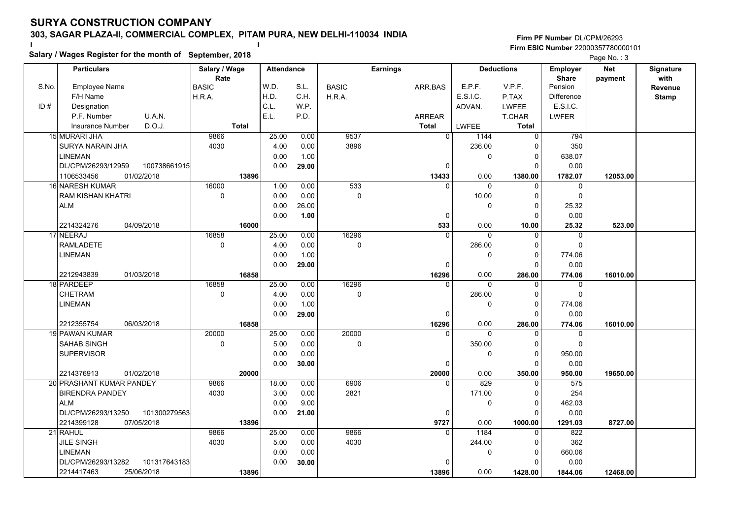# SURYA CONSTRUCTION COMPANY

**303, SAGAR PLAZA-II, COMMERCIAL COMPLEX, PITAM PURA, NEW DELHI-110034 INDIA**

**Firm PF Number** DL/CPM/26293
**Firm ESIC Number** 22000357780000101

**Salary / Wages Register for the month of September, 2018**

| S.No. | Employee Name / F/H Name / Designation / P.F. Number / U.A.N. / Insurance Number / D.O.J. | Salary / Wage Rate: BASIC / H.R.A. / Total | Attendance: W.D. / H.D. / C.L. / E.L. | Attendance: S.L. / C.H. / W.P. / P.D. | Earnings: BASIC / H.R.A. | Earnings: ARR.BAS / ARREAR / Total | Deductions: E.P.F. / E.S.I.C. / ADVAN. / LWFEE | Deductions: V.P.F. / P.TAX / LWFEE / T.CHAR / Total | Employer Share: Pension / Difference / E.S.I.C. / LWFER | Net payment | Signature with Revenue Stamp |
|---|---|---|---|---|---|---|---|---|---|---|---|
| 15 | MURARI JHA / SURYA NARAIN JHA / LINEMAN / DL/CPM/26293/12959 100738661915 / 1106533456 01/02/2018 | 9866 / 4030 / **13896** | 25.00 / 4.00 / 0.00 / 0.00 | 0.00 / 0.00 / 1.00 / **29.00** | 9537 / 3896 | 0 / 0 / **13433** | 1144 / 236.00 / 0 / 0.00 | 0 / 0 / 0 / 0 / **1380.00** | 794 / 350 / 638.07 / 0.00 / **1782.07** | **12053.00** | |
| 16 | NARESH KUMAR / RAM KISHAN KHATRI / ALM / 2214324276 04/09/2018 | 16000 / 0 / **16000** | 1.00 / 0.00 / 0.00 / 0.00 | 0.00 / 0.00 / 26.00 / **1.00** | 533 / 0 | 0 / 0 / **533** | 0 / 10.00 / 0 / 0.00 | 0 / 0 / 0 / 0 / **10.00** | 0 / 0 / 25.32 / 0.00 / **25.32** | **523.00** | |
| 17 | NEERAJ / RAMLADETE / LINEMAN / 2212943839 01/03/2018 | 16858 / 0 / **16858** | 25.00 / 4.00 / 0.00 / 0.00 | 0.00 / 0.00 / 1.00 / **29.00** | 16296 / 0 | 0 / 0 / **16296** | 0 / 286.00 / 0 / 0.00 | 0 / 0 / 0 / 0 / **286.00** | 0 / 0 / 774.06 / 0.00 / **774.06** | **16010.00** | |
| 18 | PARDEEP / CHETRAM / LINEMAN / 2212355754 06/03/2018 | 16858 / 0 / **16858** | 25.00 / 4.00 / 0.00 / 0.00 | 0.00 / 0.00 / 1.00 / **29.00** | 16296 / 0 | 0 / 0 / **16296** | 0 / 286.00 / 0 / 0.00 | 0 / 0 / 0 / 0 / **286.00** | 0 / 0 / 774.06 / 0.00 / **774.06** | **16010.00** | |
| 19 | PAWAN KUMAR / SAHAB SINGH / SUPERVISOR / 2214376913 01/02/2018 | 20000 / 0 / **20000** | 25.00 / 5.00 / 0.00 / 0.00 | 0.00 / 0.00 / 0.00 / **30.00** | 20000 / 0 | 0 / 0 / **20000** | 0 / 350.00 / 0 / 0.00 | 0 / 0 / 0 / 0 / **350.00** | 0 / 0 / 950.00 / 0.00 / **950.00** | **19650.00** | |
| 20 | PRASHANT KUMAR PANDEY / BIRENDRA PANDEY / ALM / DL/CPM/26293/13250 101300279563 / 2214399128 07/05/2018 | 9866 / 4030 / **13896** | 18.00 / 3.00 / 0.00 / 0.00 | 0.00 / 0.00 / 9.00 / **21.00** | 6906 / 2821 | 0 / 0 / **9727** | 829 / 171.00 / 0 / 0.00 | 0 / 0 / 0 / 0 / **1000.00** | 575 / 254 / 462.03 / 0.00 / **1291.03** | **8727.00** | |
| 21 | RAHUL / JILE SINGH / LINEMAN / DL/CPM/26293/13282 101317643183 / 2214417463 25/06/2018 | 9866 / 4030 / **13896** | 25.00 / 5.00 / 0.00 / 0.00 | 0.00 / 0.00 / 0.00 / **30.00** | 9866 / 4030 | 0 / 0 / **13896** | 1184 / 244.00 / 0 / 0.00 | 0 / 0 / 0 / 0 / **1428.00** | 822 / 362 / 660.06 / 0.00 / **1844.06** | **12468.00** | |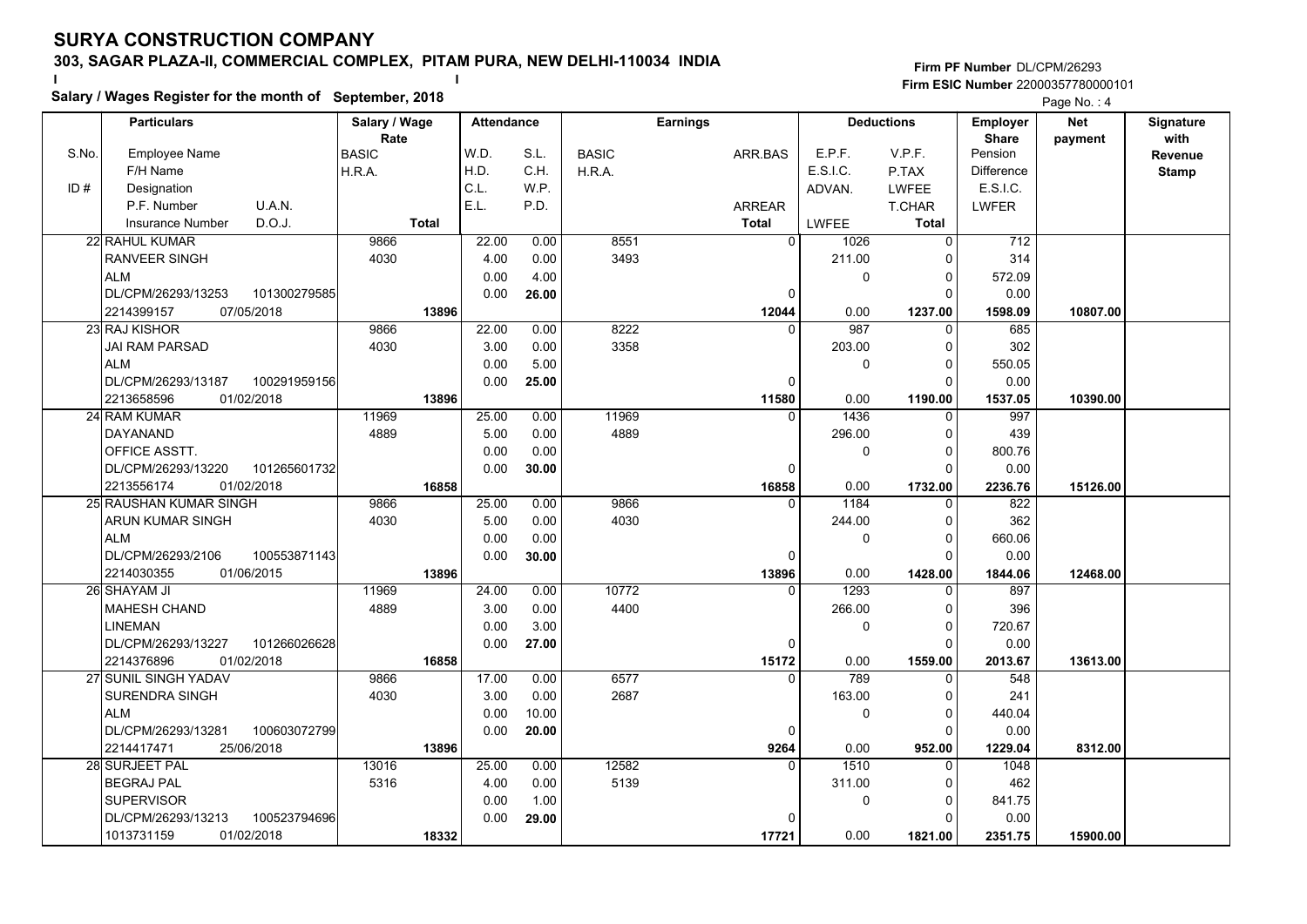# SURYA CONSTRUCTION COMPANY

**303, SAGAR PLAZA-II, COMMERCIAL COMPLEX, PITAM PURA, NEW DELHI-110034 INDIA**

**Salary / Wages Register for the month of September, 2018**

**Firm PF Number** DL/CPM/26293
**Firm ESIC Number** 22000357780000101

| S.No. / ID # | Employee Name / F/H Name / Designation / P.F. Number / U.A.N. / Insurance Number / D.O.J. | Salary / Wage Rate: BASIC / H.R.A. / Total | Attendance: W.D. / H.D. / C.L. / E.L. | Attendance: S.L. / C.H. / W.P. / P.D. | Earnings: BASIC / H.R.A. | Earnings: ARR.BAS / ARREAR / Total | Deductions: E.P.F. / E.S.I.C. / ADVAN. / LWFEE | Deductions: V.P.F. / P.TAX / LWFEE / T.CHAR / Total | Employer Share: Pension / Difference / E.S.I.C. / LWFER | Net payment | Signature with Revenue Stamp |
|---|---|---|---|---|---|---|---|---|---|---|---|
| 22 | RAHUL KUMAR / RANVEER SINGH / ALM / DL/CPM/26293/13253 / 101300279585 / 2214399157 / 07/05/2018 | 9866 / 4030 / 13896 | 22.00 / 4.00 / 0.00 / 0.00 | 0.00 / 0.00 / 4.00 / 26.00 | 8551 / 3493 | 0 / 0 / 12044 | 1026 / 211.00 / 0 / 0.00 | 0 / 0 / 0 / 0 / 1237.00 | 712 / 314 / 572.09 / 0.00 / 1598.09 | 10807.00 | |
| 23 | RAJ KISHOR / JAI RAM PARSAD / ALM / DL/CPM/26293/13187 / 100291959156 / 2213658596 / 01/02/2018 | 9866 / 4030 / 13896 | 22.00 / 3.00 / 0.00 / 0.00 | 0.00 / 0.00 / 5.00 / 25.00 | 8222 / 3358 | 0 / 0 / 11580 | 987 / 203.00 / 0 / 0.00 | 0 / 0 / 0 / 0 / 1190.00 | 685 / 302 / 550.05 / 0.00 / 1537.05 | 10390.00 | |
| 24 | RAM KUMAR / DAYANAND / OFFICE ASSTT. / DL/CPM/26293/13220 / 101265601732 / 2213556174 / 01/02/2018 | 11969 / 4889 / 16858 | 25.00 / 5.00 / 0.00 / 0.00 | 0.00 / 0.00 / 0.00 / 30.00 | 11969 / 4889 | 0 / 0 / 16858 | 1436 / 296.00 / 0 / 0.00 | 0 / 0 / 0 / 0 / 1732.00 | 997 / 439 / 800.76 / 0.00 / 2236.76 | 15126.00 | |
| 25 | RAUSHAN KUMAR SINGH / ARUN KUMAR SINGH / ALM / DL/CPM/26293/2106 / 100553871143 / 2214030355 / 01/06/2015 | 9866 / 4030 / 13896 | 25.00 / 5.00 / 0.00 / 0.00 | 0.00 / 0.00 / 0.00 / 30.00 | 9866 / 4030 | 0 / 0 / 13896 | 1184 / 244.00 / 0 / 0.00 | 0 / 0 / 0 / 0 / 1428.00 | 822 / 362 / 660.06 / 0.00 / 1844.06 | 12468.00 | |
| 26 | SHAYAM JI / MAHESH CHAND / LINEMAN / DL/CPM/26293/13227 / 101266026628 / 2214376896 / 01/02/2018 | 11969 / 4889 / 16858 | 24.00 / 3.00 / 0.00 / 0.00 | 0.00 / 0.00 / 3.00 / 27.00 | 10772 / 4400 | 0 / 0 / 15172 | 1293 / 266.00 / 0 / 0.00 | 0 / 0 / 0 / 0 / 1559.00 | 897 / 396 / 720.67 / 0.00 / 2013.67 | 13613.00 | |
| 27 | SUNIL SINGH YADAV / SURENDRA SINGH / ALM / DL/CPM/26293/13281 / 100603072799 / 2214417471 / 25/06/2018 | 9866 / 4030 / 13896 | 17.00 / 3.00 / 0.00 / 0.00 | 0.00 / 0.00 / 10.00 / 20.00 | 6577 / 2687 | 0 / 0 / 9264 | 789 / 163.00 / 0 / 0.00 | 0 / 0 / 0 / 0 / 952.00 | 548 / 241 / 440.04 / 0.00 / 1229.04 | 8312.00 | |
| 28 | SURJEET PAL / BEGRAJ PAL / SUPERVISOR / DL/CPM/26293/13213 / 100523794696 / 1013731159 / 01/02/2018 | 13016 / 5316 / 18332 | 25.00 / 4.00 / 0.00 / 0.00 | 0.00 / 0.00 / 1.00 / 29.00 | 12582 / 5139 | 0 / 0 / 17721 | 1510 / 311.00 / 0 / 0.00 | 0 / 0 / 0 / 0 / 1821.00 | 1048 / 462 / 841.75 / 0.00 / 2351.75 | 15900.00 | |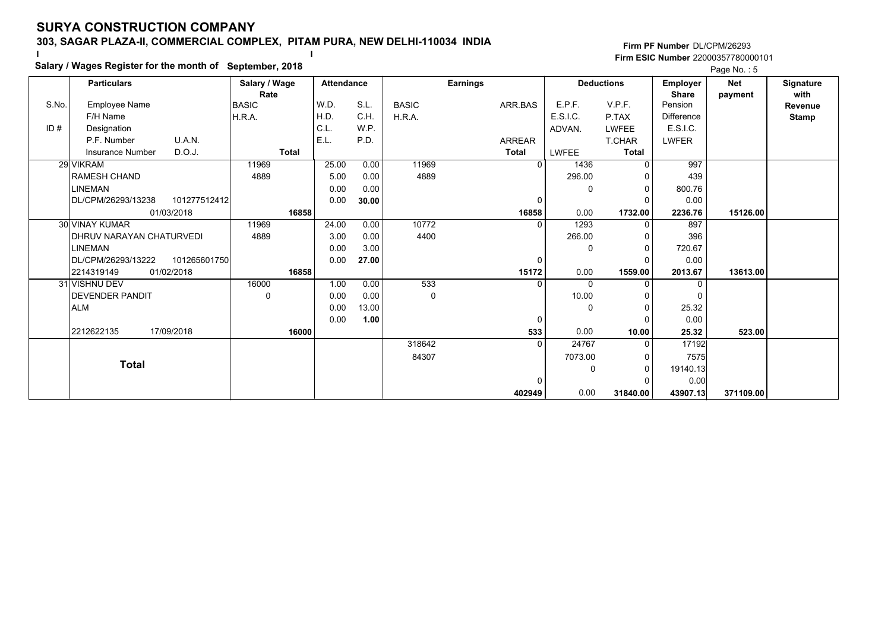# SURYA CONSTRUCTION COMPANY

**303, SAGAR PLAZA-II, COMMERCIAL COMPLEX, PITAM PURA, NEW DELHI-110034 INDIA**

**Salary / Wages Register for the month of September, 2018**

**Firm PF Number** DL/CPM/26293
**Firm ESIC Number** 22000357780000101

| S.No. / ID # | Particulars: Employee Name / F/H Name / Designation / P.F. Number, U.A.N. / Insurance Number, D.O.J. | Salary / Wage Rate: BASIC / H.R.A. / Total | Attendance: W.D. / H.D. / C.L. / E.L. | Attendance: S.L. / C.H. / W.P. / P.D. | Earnings: BASIC / H.R.A. | Earnings: ARR.BAS / ARREAR / Total | Deductions: E.P.F. / E.S.I.C. / ADVAN. / LWFEE | Deductions: V.P.F. / P.TAX / LWFEE / T.CHAR / Total | Employer Share: Pension / Difference / E.S.I.C. / LWFER | Net payment | Signature with Revenue Stamp |
|---|---|---|---|---|---|---|---|---|---|---|---|
| 29 | VIKRAM / RAMESH CHAND / LINEMAN / DL/CPM/26293/13238, 101277512412 / 01/03/2018 | 11969 / 4889 / 16858 | 25.00 / 5.00 / 0.00 / 0.00 | 0.00 / 0.00 / 0.00 / 30.00 | 11969 / 4889 | 0 / 0 / 16858 | 1436 / 296.00 / 0 / 0.00 | 0 / 0 / 0 / 0 / 1732.00 | 997 / 439 / 800.76 / 0.00 / 2236.76 | 15126.00 | |
| 30 | VINAY KUMAR / DHRUV NARAYAN CHATURVEDI / LINEMAN / DL/CPM/26293/13222, 101265601750 / 2214319149, 01/02/2018 | 11969 / 4889 / 16858 | 24.00 / 3.00 / 0.00 / 0.00 | 0.00 / 0.00 / 3.00 / 27.00 | 10772 / 4400 | 0 / 0 / 15172 | 1293 / 266.00 / 0 / 0.00 | 0 / 0 / 0 / 0 / 1559.00 | 897 / 396 / 720.67 / 0.00 / 2013.67 | 13613.00 | |
| 31 | VISHNU DEV / DEVENDER PANDIT / ALM / 2212622135, 17/09/2018 | 16000 / 0 / 16000 | 1.00 / 0.00 / 0.00 / 0.00 | 0.00 / 0.00 / 13.00 / 1.00 | 533 / 0 | 0 / 0 / 533 | 0 / 10.00 / 0 / 0.00 | 0 / 0 / 0 / 0 / 10.00 | 0 / 0 / 25.32 / 0.00 / 25.32 | 523.00 | |
| | **Total** | | | | 318642 / 84307 | 0 / 0 / 402949 | 24767 / 7073.00 / 0 / 0.00 | 0 / 0 / 0 / 0 / 31840.00 | 17192 / 7575 / 19140.13 / 0.00 / 43907.13 | 371109.00 | |